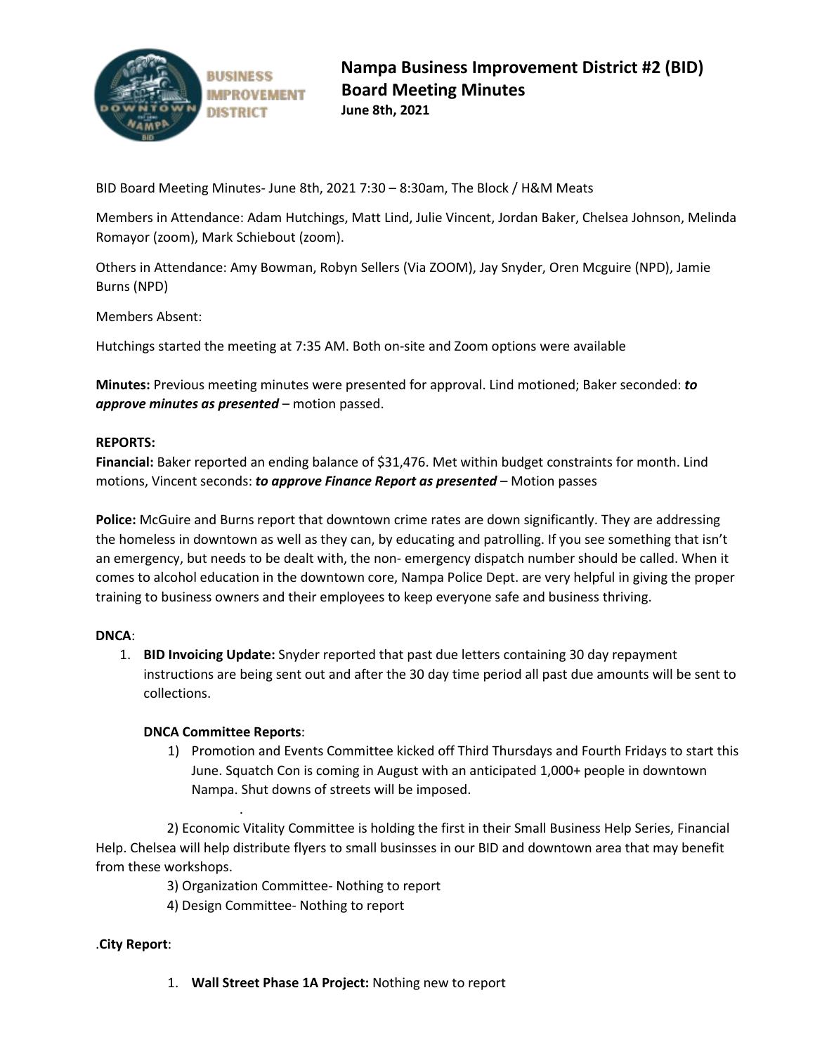# Nampa Business Improvement District #2 (BID)
# Board Meeting Minutes
**June 8th, 2021**

BID Board Meeting Minutes- June 8th, 2021 7:30 – 8:30am, The Block / H&M Meats

Members in Attendance: Adam Hutchings, Matt Lind, Julie Vincent, Jordan Baker, Chelsea Johnson, Melinda Romayor (zoom), Mark Schiebout (zoom).

Others in Attendance: Amy Bowman, Robyn Sellers (Via ZOOM), Jay Snyder, Oren Mcguire (NPD), Jamie Burns (NPD)

Members Absent:

Hutchings started the meeting at 7:35 AM. Both on-site and Zoom options were available

**Minutes:** Previous meeting minutes were presented for approval. Lind motioned; Baker seconded: ***to approve minutes as presented*** – motion passed.

**REPORTS:**

**Financial:** Baker reported an ending balance of $31,476. Met within budget constraints for month. Lind motions, Vincent seconds: ***to approve Finance Report as presented*** – Motion passes

**Police:** McGuire and Burns report that downtown crime rates are down significantly. They are addressing the homeless in downtown as well as they can, by educating and patrolling. If you see something that isn't an emergency, but needs to be dealt with, the non- emergency dispatch number should be called. When it comes to alcohol education in the downtown core, Nampa Police Dept. are very helpful in giving the proper training to business owners and their employees to keep everyone safe and business thriving.

**DNCA**:

1. **BID Invoicing Update:** Snyder reported that past due letters containing 30 day repayment instructions are being sent out and after the 30 day time period all past due amounts will be sent to collections.

   **DNCA Committee Reports**:

   1) Promotion and Events Committee kicked off Third Thursdays and Fourth Fridays to start this June. Squatch Con is coming in August with an anticipated 1,000+ people in downtown Nampa. Shut downs of streets will be imposed.

   2) Economic Vitality Committee is holding the first in their Small Business Help Series, Financial Help. Chelsea will help distribute flyers to small businsses in our BID and downtown area that may benefit from these workshops.

   3) Organization Committee- Nothing to report

   4) Design Committee- Nothing to report

.**City Report**:

1. **Wall Street Phase 1A Project:** Nothing new to report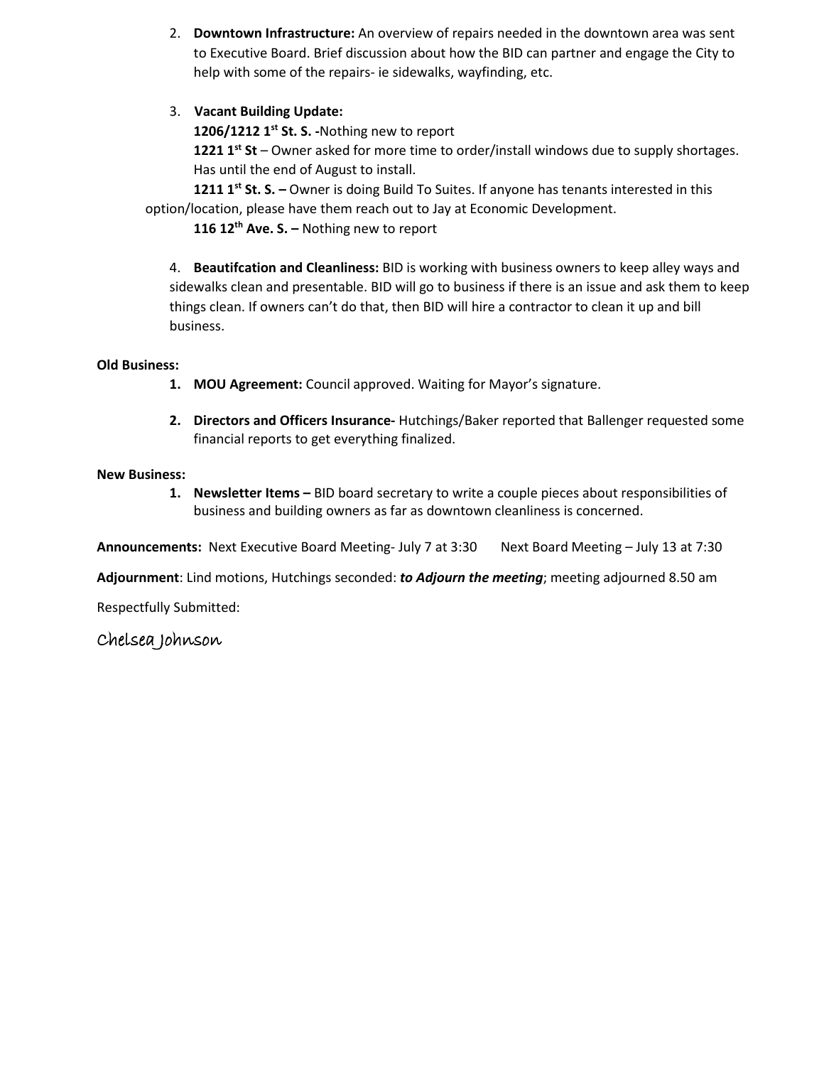2. **Downtown Infrastructure:** An overview of repairs needed in the downtown area was sent to Executive Board. Brief discussion about how the BID can partner and engage the City to help with some of the repairs- ie sidewalks, wayfinding, etc.

3. **Vacant Building Update:**
   **1206/1212 1st St. S. -**Nothing new to report
   **1221 1st St** – Owner asked for more time to order/install windows due to supply shortages. Has until the end of August to install.
   **1211 1st St. S. –** Owner is doing Build To Suites. If anyone has tenants interested in this option/location, please have them reach out to Jay at Economic Development.
   **116 12th Ave. S. –** Nothing new to report

4. **Beautifcation and Cleanliness:** BID is working with business owners to keep alley ways and sidewalks clean and presentable. BID will go to business if there is an issue and ask them to keep things clean. If owners can't do that, then BID will hire a contractor to clean it up and bill business.

**Old Business:**

1. **MOU Agreement:** Council approved. Waiting for Mayor's signature.

2. **Directors and Officers Insurance-** Hutchings/Baker reported that Ballenger requested some financial reports to get everything finalized.

**New Business:**

1. **Newsletter Items –** BID board secretary to write a couple pieces about responsibilities of business and building owners as far as downtown cleanliness is concerned.

**Announcements:** Next Executive Board Meeting- July 7 at 3:30 Next Board Meeting – July 13 at 7:30

**Adjournment**: Lind motions, Hutchings seconded: ***to Adjourn the meeting***; meeting adjourned 8.50 am

Respectfully Submitted:

Chelsea Johnson